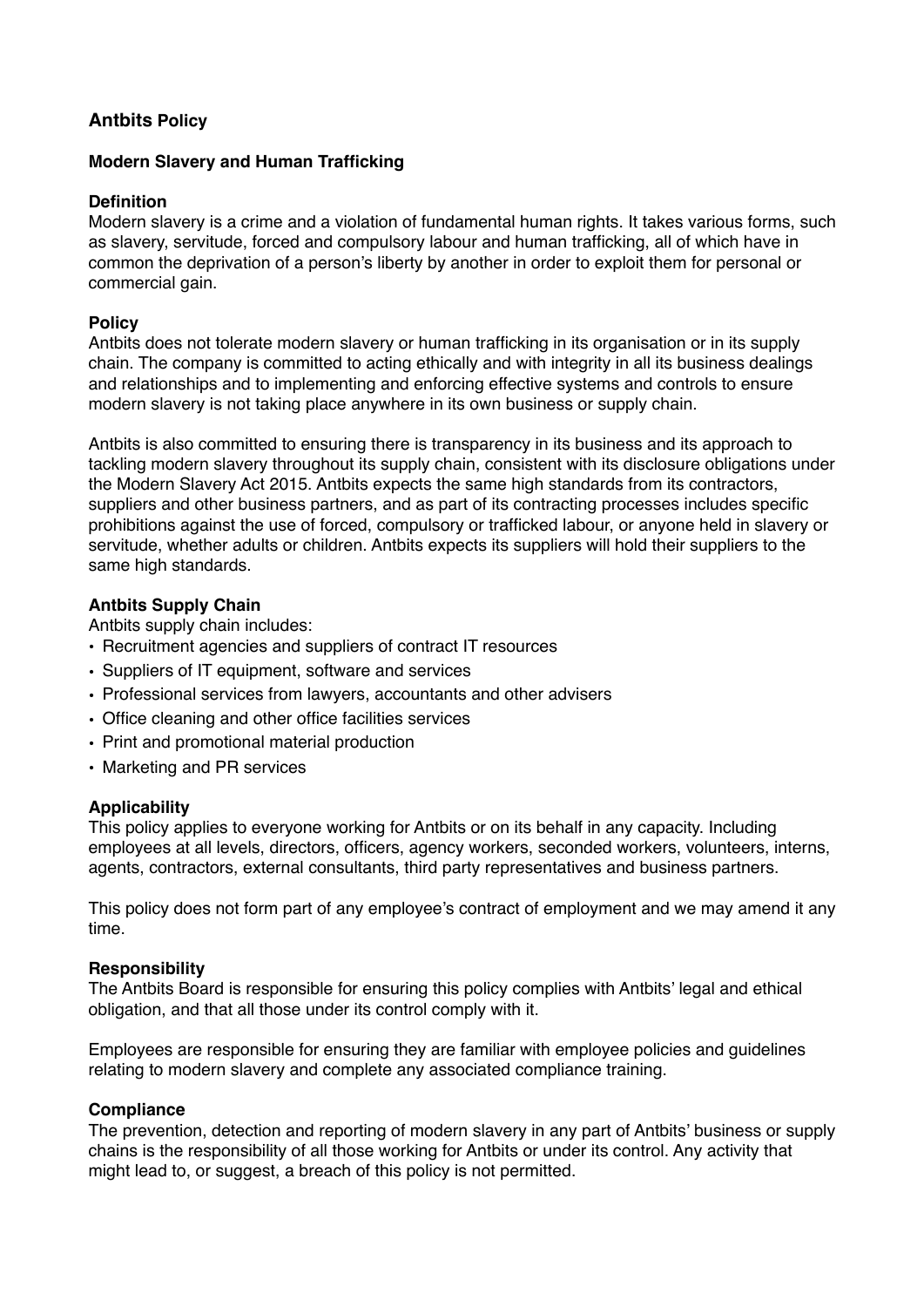# Antbits Policy

## Modern Slavery and Human Trafficking

### Definition

Modern slavery is a crime and a violation of fundamental human rights. It takes various forms, such as slavery, servitude, forced and compulsory labour and human trafficking, all of which have in common the deprivation of a person's liberty by another in order to exploit them for personal or commercial gain.

### Policy

Antbits does not tolerate modern slavery or human trafficking in its organisation or in its supply chain. The company is committed to acting ethically and with integrity in all its business dealings and relationships and to implementing and enforcing effective systems and controls to ensure modern slavery is not taking place anywhere in its own business or supply chain.

Antbits is also committed to ensuring there is transparency in its business and its approach to tackling modern slavery throughout its supply chain, consistent with its disclosure obligations under the Modern Slavery Act 2015. Antbits expects the same high standards from its contractors, suppliers and other business partners, and as part of its contracting processes includes specific prohibitions against the use of forced, compulsory or trafficked labour, or anyone held in slavery or servitude, whether adults or children. Antbits expects its suppliers will hold their suppliers to the same high standards.

### Antbits Supply Chain

Antbits supply chain includes:

- Recruitment agencies and suppliers of contract IT resources
- Suppliers of IT equipment, software and services
- Professional services from lawyers, accountants and other advisers
- Office cleaning and other office facilities services
- Print and promotional material production
- Marketing and PR services

### Applicability

This policy applies to everyone working for Antbits or on its behalf in any capacity. Including employees at all levels, directors, officers, agency workers, seconded workers, volunteers, interns, agents, contractors, external consultants, third party representatives and business partners.

This policy does not form part of any employee's contract of employment and we may amend it any time.

### Responsibility

The Antbits Board is responsible for ensuring this policy complies with Antbits' legal and ethical obligation, and that all those under its control comply with it.

Employees are responsible for ensuring they are familiar with employee policies and guidelines relating to modern slavery and complete any associated compliance training.

### Compliance

The prevention, detection and reporting of modern slavery in any part of Antbits' business or supply chains is the responsibility of all those working for Antbits or under its control. Any activity that might lead to, or suggest, a breach of this policy is not permitted.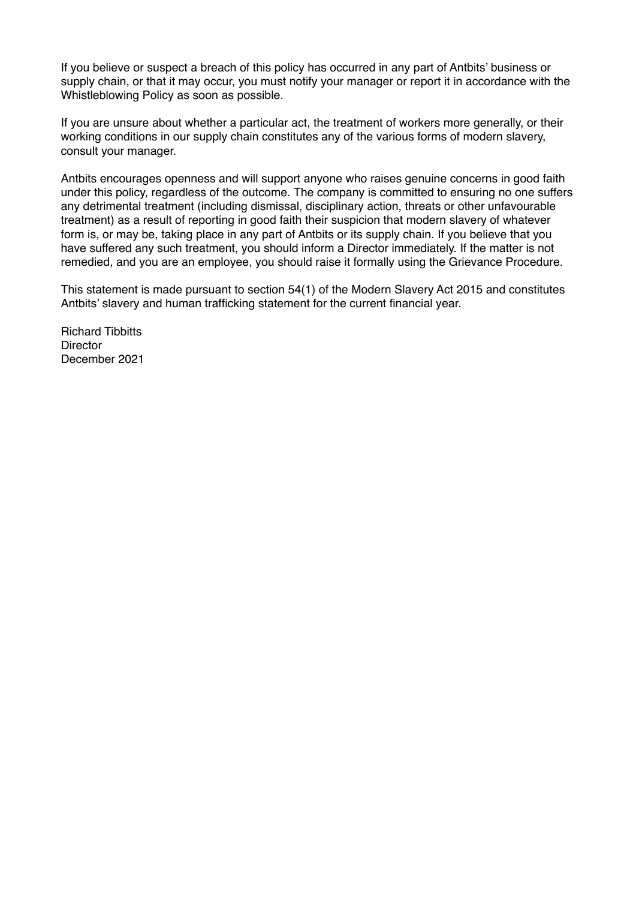If you believe or suspect a breach of this policy has occurred in any part of Antbits' business or supply chain, or that it may occur, you must notify your manager or report it in accordance with the Whistleblowing Policy as soon as possible.

If you are unsure about whether a particular act, the treatment of workers more generally, or their working conditions in our supply chain constitutes any of the various forms of modern slavery, consult your manager.

Antbits encourages openness and will support anyone who raises genuine concerns in good faith under this policy, regardless of the outcome. The company is committed to ensuring no one suffers any detrimental treatment (including dismissal, disciplinary action, threats or other unfavourable treatment) as a result of reporting in good faith their suspicion that modern slavery of whatever form is, or may be, taking place in any part of Antbits or its supply chain. If you believe that you have suffered any such treatment, you should inform a Director immediately. If the matter is not remedied, and you are an employee, you should raise it formally using the Grievance Procedure.

This statement is made pursuant to section 54(1) of the Modern Slavery Act 2015 and constitutes Antbits' slavery and human trafficking statement for the current financial year.

Richard Tibbitts
Director
December 2021